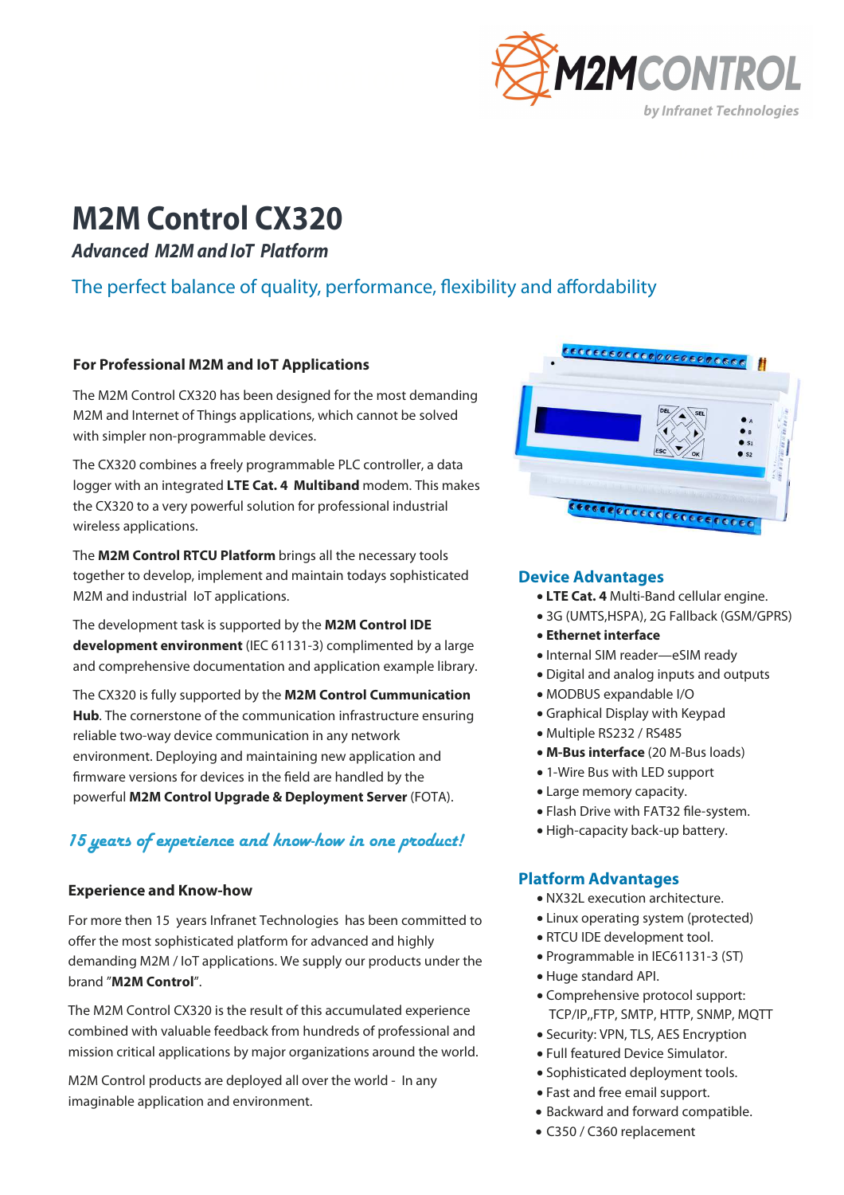# M2M Control CX320

***Advanced M2M and IoT Platform***

## The perfect balance of quality, performance, flexibility and affordability

### For Professional M2M and IoT Applications

The M2M Control CX320 has been designed for the most demanding M2M and Internet of Things applications, which cannot be solved with simpler non-programmable devices.

The CX320 combines a freely programmable PLC controller, a data logger with an integrated **LTE Cat. 4 Multiband** modem. This makes the CX320 to a very powerful solution for professional industrial wireless applications.

The **M2M Control RTCU Platform** brings all the necessary tools together to develop, implement and maintain todays sophisticated M2M and industrial IoT applications.

The development task is supported by the **M2M Control IDE development environment** (IEC 61131-3) complimented by a large and comprehensive documentation and application example library.

The CX320 is fully supported by the **M2M Control Cummunication Hub**. The cornerstone of the communication infrastructure ensuring reliable two-way device communication in any network environment. Deploying and maintaining new application and firmware versions for devices in the field are handled by the powerful **M2M Control Upgrade & Deployment Server** (FOTA).

*15 years of experience and know-how in one product!*

### Experience and Know-how

For more then 15 years Infranet Technologies has been committed to offer the most sophisticated platform for advanced and highly demanding M2M / IoT applications. We supply our products under the brand "**M2M Control**".

The M2M Control CX320 is the result of this accumulated experience combined with valuable feedback from hundreds of professional and mission critical applications by major organizations around the world.

M2M Control products are deployed all over the world - In any imaginable application and environment.

### Device Advantages

- **LTE Cat. 4** Multi-Band cellular engine.
- 3G (UMTS,HSPA), 2G Fallback (GSM/GPRS)
- **Ethernet interface**
- Internal SIM reader—eSIM ready
- Digital and analog inputs and outputs
- MODBUS expandable I/O
- Graphical Display with Keypad
- Multiple RS232 / RS485
- **M-Bus interface** (20 M-Bus loads)
- 1-Wire Bus with LED support
- Large memory capacity.
- Flash Drive with FAT32 file-system.
- High-capacity back-up battery.

### Platform Advantages

- NX32L execution architecture.
- Linux operating system (protected)
- RTCU IDE development tool.
- Programmable in IEC61131-3 (ST)
- Huge standard API.
- Comprehensive protocol support: TCP/IP,,FTP, SMTP, HTTP, SNMP, MQTT
- Security: VPN, TLS, AES Encryption
- Full featured Device Simulator.
- Sophisticated deployment tools.
- Fast and free email support.
- Backward and forward compatible.
- C350 / C360 replacement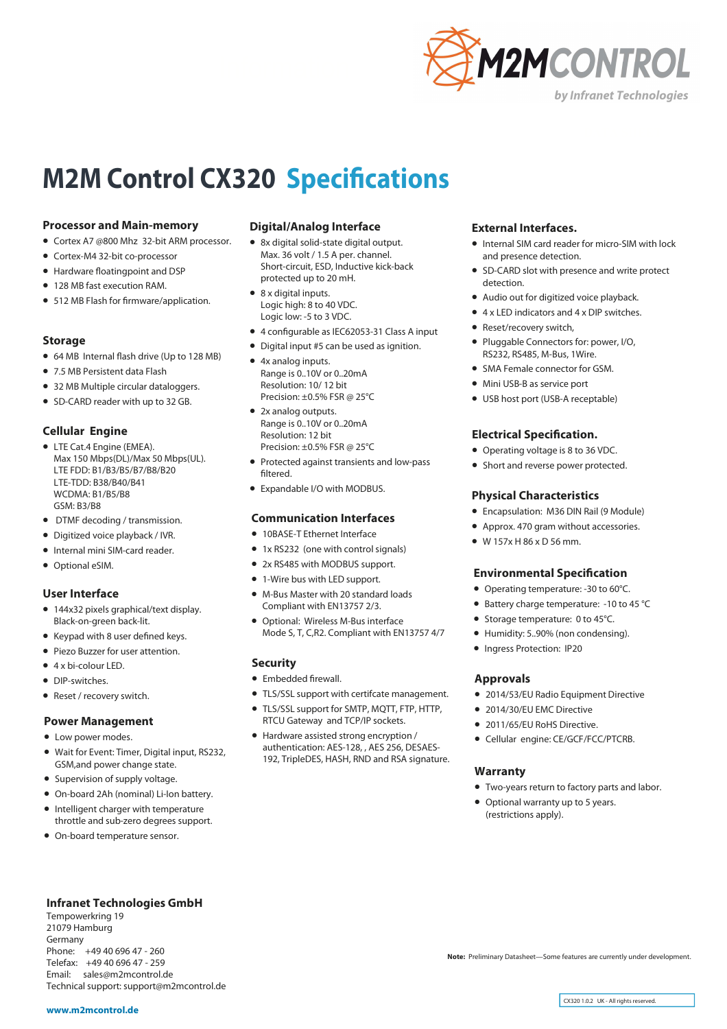# M2M Control CX320 Specifications

## Processor and Main-memory

- Cortex A7 @800 Mhz 32-bit ARM processor.
- Cortex-M4 32-bit co-processor
- Hardware floatingpoint and DSP
- 128 MB fast execution RAM.
- 512 MB Flash for firmware/application.

## Storage

- 64 MB Internal flash drive (Up to 128 MB)
- 7.5 MB Persistent data Flash
- 32 MB Multiple circular dataloggers.
- SD-CARD reader with up to 32 GB.

## Cellular Engine

- LTE Cat.4 Engine (EMEA).
  Max 150 Mbps(DL)/Max 50 Mbps(UL).
  LTE FDD: B1/B3/B5/B7/B8/B20
  LTE-TDD: B38/B40/B41
  WCDMA: B1/B5/B8
  GSM: B3/B8
- DTMF decoding / transmission.
- Digitized voice playback / IVR.
- Internal mini SIM-card reader.
- Optional eSIM.

## User Interface

- 144x32 pixels graphical/text display.
  Black-on-green back-lit.
- Keypad with 8 user defined keys.
- Piezo Buzzer for user attention.
- 4 x bi-colour LED.
- DIP-switches.
- Reset / recovery switch.

## Power Management

- Low power modes.
- Wait for Event: Timer, Digital input, RS232, GSM,and power change state.
- Supervision of supply voltage.
- On-board 2Ah (nominal) Li-Ion battery.
- Intelligent charger with temperature throttle and sub-zero degrees support.
- On-board temperature sensor.

## Digital/Analog Interface

- 8x digital solid-state digital output.
  Max. 36 volt / 1.5 A per. channel.
  Short-circuit, ESD, Inductive kick-back protected up to 20 mH.
- 8 x digital inputs.
  Logic high: 8 to 40 VDC.
  Logic low: -5 to 3 VDC.
- 4 configurable as IEC62053-31 Class A input
- Digital input #5 can be used as ignition.
- 4x analog inputs.
  Range is 0..10V or 0..20mA
  Resolution: 10/ 12 bit
  Precision: ±0.5% FSR @ 25°C
- 2x analog outputs.
  Range is 0..10V or 0..20mA
  Resolution: 12 bit
  Precision: ±0.5% FSR @ 25°C
- Protected against transients and low-pass filtered.
- Expandable I/O with MODBUS.

## Communication Interfaces

- 10BASE-T Ethernet Interface
- 1x RS232 (one with control signals)
- 2x RS485 with MODBUS support.
- 1-Wire bus with LED support.
- M-Bus Master with 20 standard loads
  Compliant with EN13757 2/3.
- Optional: Wireless M-Bus interface
  Mode S, T, C,R2. Compliant with EN13757 4/7

## Security

- Embedded firewall.
- TLS/SSL support with certifcate management.
- TLS/SSL support for SMTP, MQTT, FTP, HTTP, RTCU Gateway and TCP/IP sockets.
- Hardware assisted strong encryption / authentication: AES-128, , AES 256, DESAES-192, TripleDES, HASH, RND and RSA signature.

## External Interfaces.

- Internal SIM card reader for micro-SIM with lock and presence detection.
- SD-CARD slot with presence and write protect detection.
- Audio out for digitized voice playback.
- 4 x LED indicators and 4 x DIP switches.
- Reset/recovery switch,
- Pluggable Connectors for: power, I/O, RS232, RS485, M-Bus, 1Wire.
- SMA Female connector for GSM.
- Mini USB-B as service port
- USB host port (USB-A receptable)

## Electrical Specification.

- Operating voltage is 8 to 36 VDC.
- Short and reverse power protected.

## Physical Characteristics

- Encapsulation: M36 DIN Rail (9 Module)
- Approx. 470 gram without accessories.
- W 157x H 86 x D 56 mm.

## Environmental Specification

- Operating temperature: -30 to 60°C.
- Battery charge temperature: -10 to 45 °C
- Storage temperature: 0 to 45°C.
- Humidity: 5..90% (non condensing).
- Ingress Protection: IP20

## Approvals

- 2014/53/EU Radio Equipment Directive
- 2014/30/EU EMC Directive
- 2011/65/EU RoHS Directive.
- Cellular engine: CE/GCF/FCC/PTCRB.

## Warranty

- Two-years return to factory parts and labor.
- Optional warranty up to 5 years.
  (restrictions apply).

**Infranet Technologies GmbH**
Tempowerkring 19
21079 Hamburg
Germany
Phone: +49 40 696 47 - 260
Telefax: +49 40 696 47 - 259
Email: sales@m2mcontrol.de
Technical support: support@m2mcontrol.de

**www.m2mcontrol.de**

**Note:** Preliminary Datasheet—Some features are currently under development.

CX320 1.0.2 UK - All rights reserved.